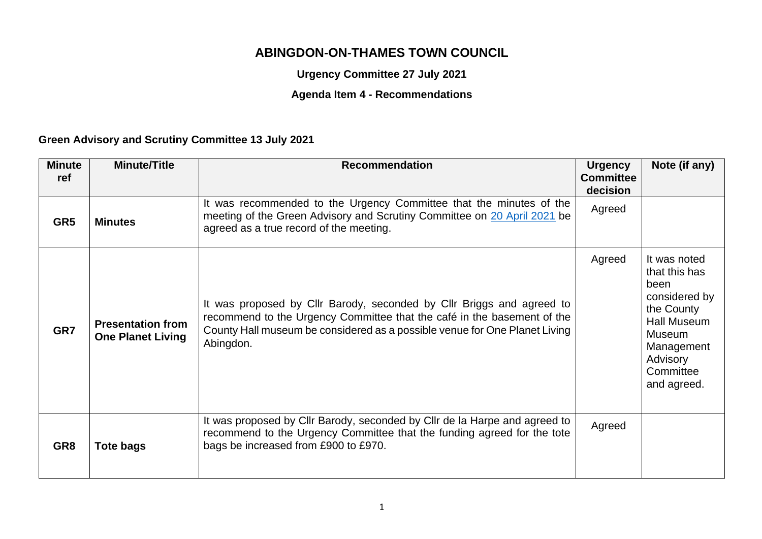# ABINGDON-ON-THAMES TOWN COUNCIL

**Urgency Committee 27 July 2021**

**Agenda Item 4 - Recommendations**

### Green Advisory and Scrutiny Committee 13 July 2021

| Minute ref | Minute/Title | Recommendation | Urgency Committee decision | Note (if any) |
|---|---|---|---|---|
| **GR5** | **Minutes** | It was recommended to the Urgency Committee that the minutes of the meeting of the Green Advisory and Scrutiny Committee on 20 April 2021 be agreed as a true record of the meeting. | Agreed | |
| **GR7** | **Presentation from One Planet Living** | It was proposed by Cllr Barody, seconded by Cllr Briggs and agreed to recommend to the Urgency Committee that the café in the basement of the County Hall museum be considered as a possible venue for One Planet Living Abingdon. | Agreed | It was noted that this has been considered by the County Hall Museum Museum Management Advisory Committee and agreed. |
| **GR8** | **Tote bags** | It was proposed by Cllr Barody, seconded by Cllr de la Harpe and agreed to recommend to the Urgency Committee that the funding agreed for the tote bags be increased from £900 to £970. | Agreed | |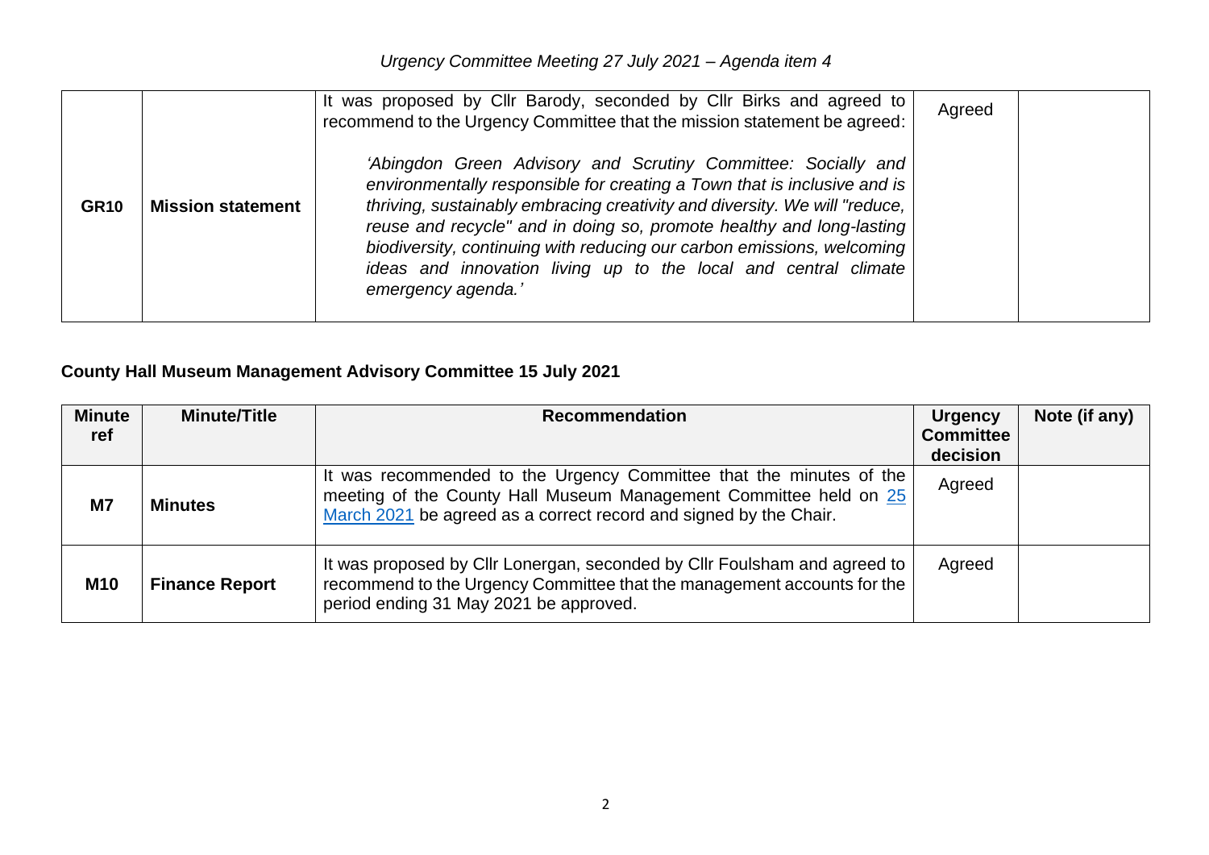| | | | | |
|---|---|---|---|---|
| **GR10** | **Mission statement** | It was proposed by Cllr Barody, seconded by Cllr Birks and agreed to recommend to the Urgency Committee that the mission statement be agreed:<br><br>*'Abingdon Green Advisory and Scrutiny Committee: Socially and environmentally responsible for creating a Town that is inclusive and is thriving, sustainably embracing creativity and diversity. We will "reduce, reuse and recycle" and in doing so, promote healthy and long-lasting biodiversity, continuing with reducing our carbon emissions, welcoming ideas and innovation living up to the local and central climate emergency agenda.'* | Agreed | |

**County Hall Museum Management Advisory Committee 15 July 2021**

| Minute ref | Minute/Title | Recommendation | Urgency Committee decision | Note (if any) |
|---|---|---|---|---|
| **M7** | **Minutes** | It was recommended to the Urgency Committee that the minutes of the meeting of the County Hall Museum Management Committee held on 25 March 2021 be agreed as a correct record and signed by the Chair. | Agreed | |
| **M10** | **Finance Report** | It was proposed by Cllr Lonergan, seconded by Cllr Foulsham and agreed to recommend to the Urgency Committee that the management accounts for the period ending 31 May 2021 be approved. | Agreed | |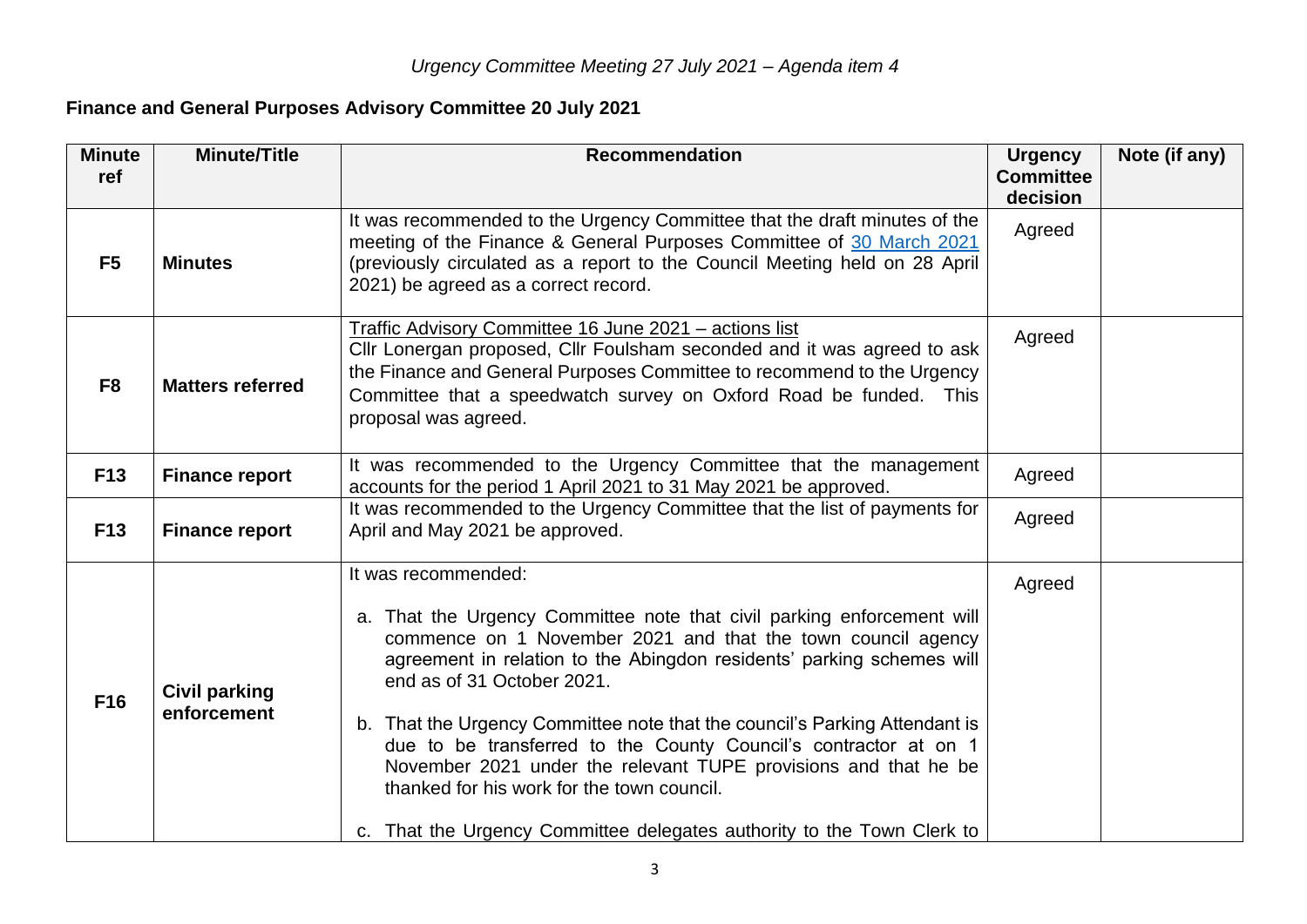*Urgency Committee Meeting 27 July 2021 – Agenda item 4*

**Finance and General Purposes Advisory Committee 20 July 2021**

| Minute ref | Minute/Title | Recommendation | Urgency Committee decision | Note (if any) |
|---|---|---|---|---|
| **F5** | **Minutes** | It was recommended to the Urgency Committee that the draft minutes of the meeting of the Finance & General Purposes Committee of [30 March 2021] (previously circulated as a report to the Council Meeting held on 28 April 2021) be agreed as a correct record. | Agreed | |
| **F8** | **Matters referred** | Traffic Advisory Committee 16 June 2021 – actions list<br>Cllr Lonergan proposed, Cllr Foulsham seconded and it was agreed to ask the Finance and General Purposes Committee to recommend to the Urgency Committee that a speedwatch survey on Oxford Road be funded. This proposal was agreed. | Agreed | |
| **F13** | **Finance report** | It was recommended to the Urgency Committee that the management accounts for the period 1 April 2021 to 31 May 2021 be approved. | Agreed | |
| **F13** | **Finance report** | It was recommended to the Urgency Committee that the list of payments for April and May 2021 be approved. | Agreed | |
| **F16** | **Civil parking enforcement** | It was recommended:<br>a. That the Urgency Committee note that civil parking enforcement will commence on 1 November 2021 and that the town council agency agreement in relation to the Abingdon residents' parking schemes will end as of 31 October 2021.<br>b. That the Urgency Committee note that the council's Parking Attendant is due to be transferred to the County Council's contractor at on 1 November 2021 under the relevant TUPE provisions and that he be thanked for his work for the town council.<br>c. That the Urgency Committee delegates authority to the Town Clerk to | Agreed | |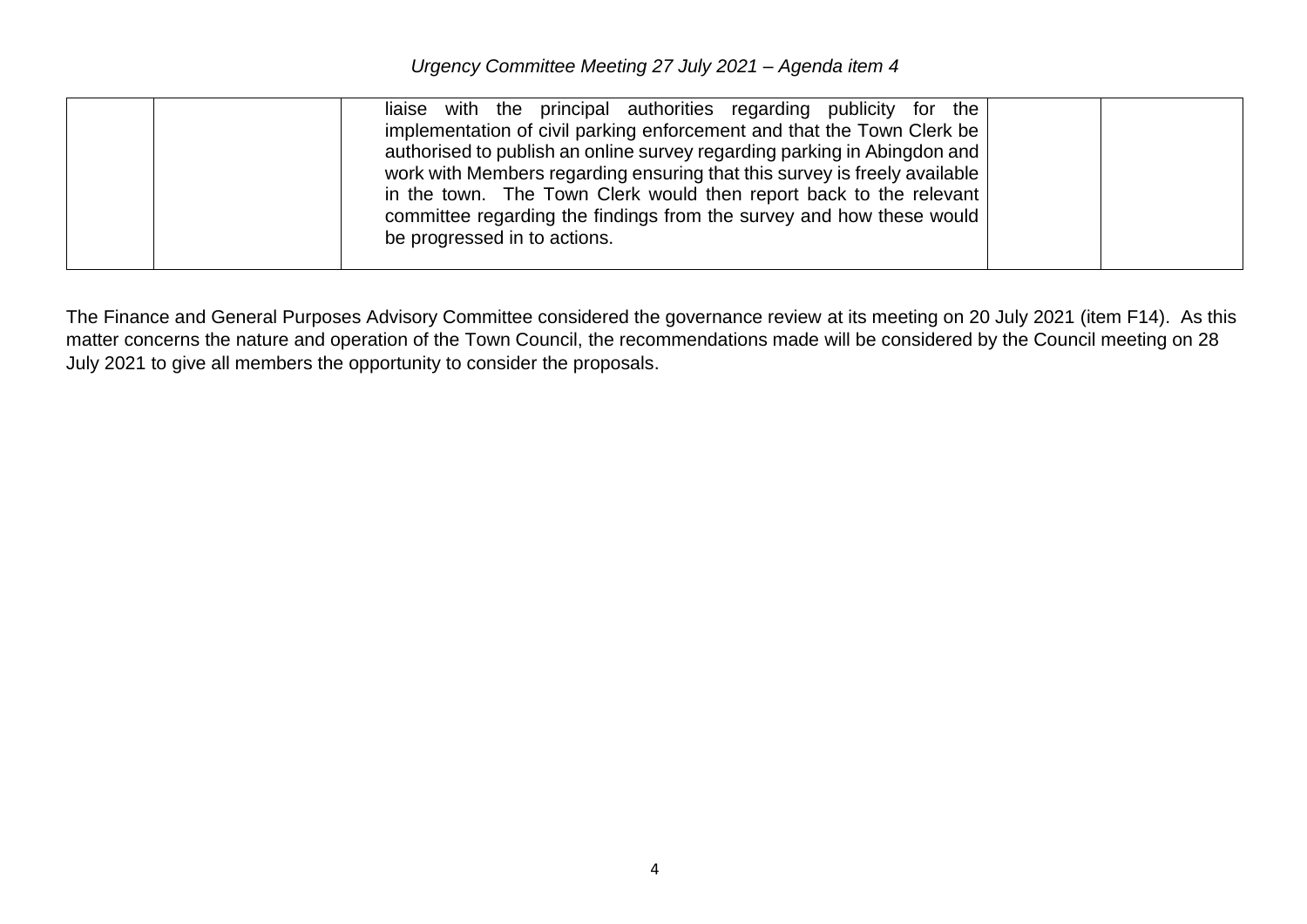| | | | | |
|---|---|---|---|---|
| | | liaise with the principal authorities regarding publicity for the implementation of civil parking enforcement and that the Town Clerk be authorised to publish an online survey regarding parking in Abingdon and work with Members regarding ensuring that this survey is freely available in the town. The Town Clerk would then report back to the relevant committee regarding the findings from the survey and how these would be progressed in to actions. | | |

The Finance and General Purposes Advisory Committee considered the governance review at its meeting on 20 July 2021 (item F14). As this matter concerns the nature and operation of the Town Council, the recommendations made will be considered by the Council meeting on 28 July 2021 to give all members the opportunity to consider the proposals.